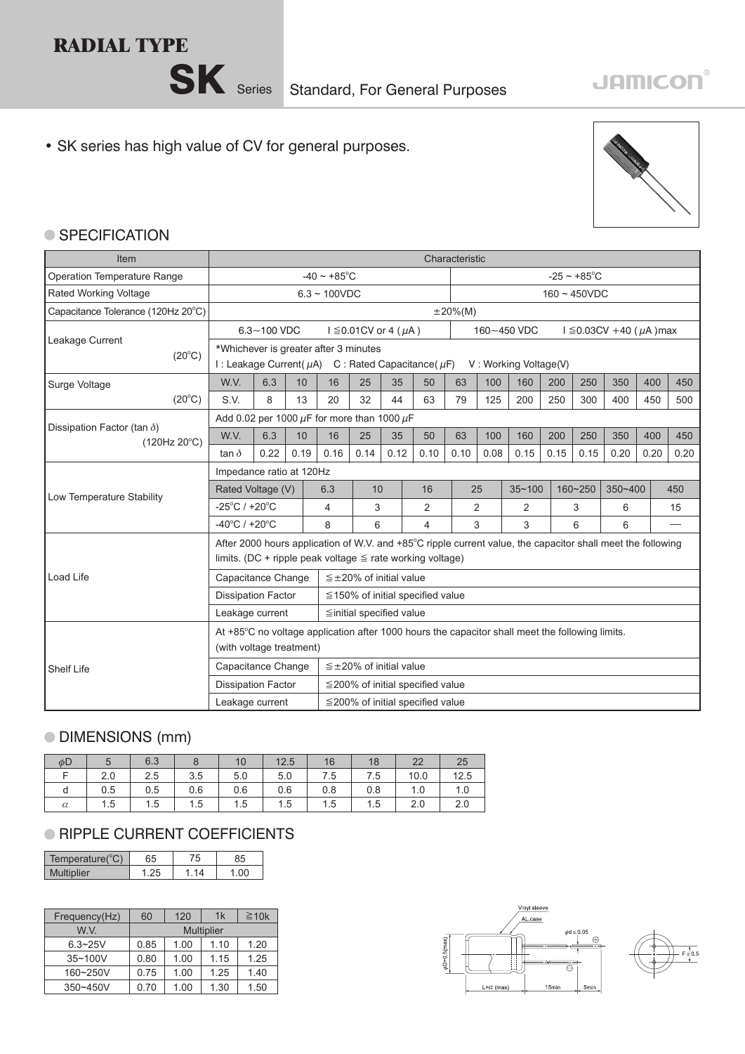# RADIAL TYPE

## SK Series Standard, For General Purposes

JAMICON

- SK series has high value of CV for general purposes.

## SPECIFICATION

| Item | Characteristic | | | | | | | | | | | | | | |
|---|---|---|---|---|---|---|---|---|---|---|---|---|---|---|---|
| Operation Temperature Range | -40 ~ +85°C | | | | | | | | -25 ~ +85°C | | | | | | |
| Rated Working Voltage | 6.3 ~ 100VDC | | | | | | | | 160 ~ 450VDC | | | | | | |
| Capacitance Tolerance (120Hz 20°C) | ±20%(M) | | | | | | | | | | | | | | |
| Leakage Current (20°C) | 6.3~100 VDC | | I ≦0.01CV or 4 (μA) | | | | | | 160~450 VDC | | I ≦0.03CV +40 (μA)max | | | | |
| | *Whichever is greater after 3 minutes<br>I : Leakage Current(μA) C : Rated Capacitance(μF) V : Working Voltage(V) | | | | | | | | | | | | | | |
| Surge Voltage (20°C) | W.V. | 6.3 | 10 | 16 | 25 | 35 | 50 | 63 | 100 | 160 | 200 | 250 | 350 | 400 | 450 |
| | S.V. | 8 | 13 | 20 | 32 | 44 | 63 | 79 | 125 | 200 | 250 | 300 | 400 | 450 | 500 |
| Dissipation Factor (tan δ) (120Hz 20°C) | Add 0.02 per 1000 μF for more than 1000 μF | | | | | | | | | | | | | | |
| | W.V. | 6.3 | 10 | 16 | 25 | 35 | 50 | 63 | 100 | 160 | 200 | 250 | 350 | 400 | 450 |
| | tan δ | 0.22 | 0.19 | 0.16 | 0.14 | 0.12 | 0.10 | 0.10 | 0.08 | 0.15 | 0.15 | 0.15 | 0.20 | 0.20 | 0.20 |

| Item | Characteristic | | | | | | | | |
|---|---|---|---|---|---|---|---|---|---|
| Low Temperature Stability | Impedance ratio at 120Hz | | | | | | | | |
| | Rated Voltage (V) | 6.3 | 10 | 16 | 25 | 35~100 | 160~250 | 350~400 | 450 |
| | -25°C / +20°C | 4 | 3 | 2 | 2 | 2 | 3 | 6 | 15 |
| | -40°C / +20°C | 8 | 6 | 4 | 3 | 3 | 6 | 6 | — |

| Item | Characteristic | |
|---|---|---|
| Load Life | After 2000 hours application of W.V. and +85°C ripple current value, the capacitor shall meet the following limits. (DC + ripple peak voltage ≦ rate working voltage) | |
| | Capacitance Change | ≦±20% of initial value |
| | Dissipation Factor | ≦150% of initial specified value |
| | Leakage current | ≦initial specified value |
| Shelf Life | At +85°C no voltage application after 1000 hours the capacitor shall meet the following limits. (with voltage treatment) | |
| | Capacitance Change | ≦±20% of initial value |
| | Dissipation Factor | ≦200% of initial specified value |
| | Leakage current | ≦200% of initial specified value |

## DIMENSIONS (mm)

| φD | 5 | 6.3 | 8 | 10 | 12.5 | 16 | 18 | 22 | 25 |
|---|---|---|---|---|---|---|---|---|---|
| F | 2.0 | 2.5 | 3.5 | 5.0 | 5.0 | 7.5 | 7.5 | 10.0 | 12.5 |
| d | 0.5 | 0.5 | 0.6 | 0.6 | 0.6 | 0.8 | 0.8 | 1.0 | 1.0 |
| α | 1.5 | 1.5 | 1.5 | 1.5 | 1.5 | 1.5 | 1.5 | 2.0 | 2.0 |

## RIPPLE CURRENT COEFFICIENTS

| Temperature(°C) | 65 | 75 | 85 |
|---|---|---|---|
| Multiplier | 1.25 | 1.14 | 1.00 |

| Frequency(Hz) | 60 | 120 | 1k | ≧10k |
|---|---|---|---|---|
| W.V. | Multiplier | | | |
| 6.3~25V | 0.85 | 1.00 | 1.10 | 1.20 |
| 35~100V | 0.80 | 1.00 | 1.15 | 1.25 |
| 160~250V | 0.75 | 1.00 | 1.25 | 1.40 |
| 350~450V | 0.70 | 1.00 | 1.30 | 1.50 |

Vinyl sleeve, AL.case, φd ± 0.05, φD+0.5(max), L+α (max), 15min, 5min, F ± 0.5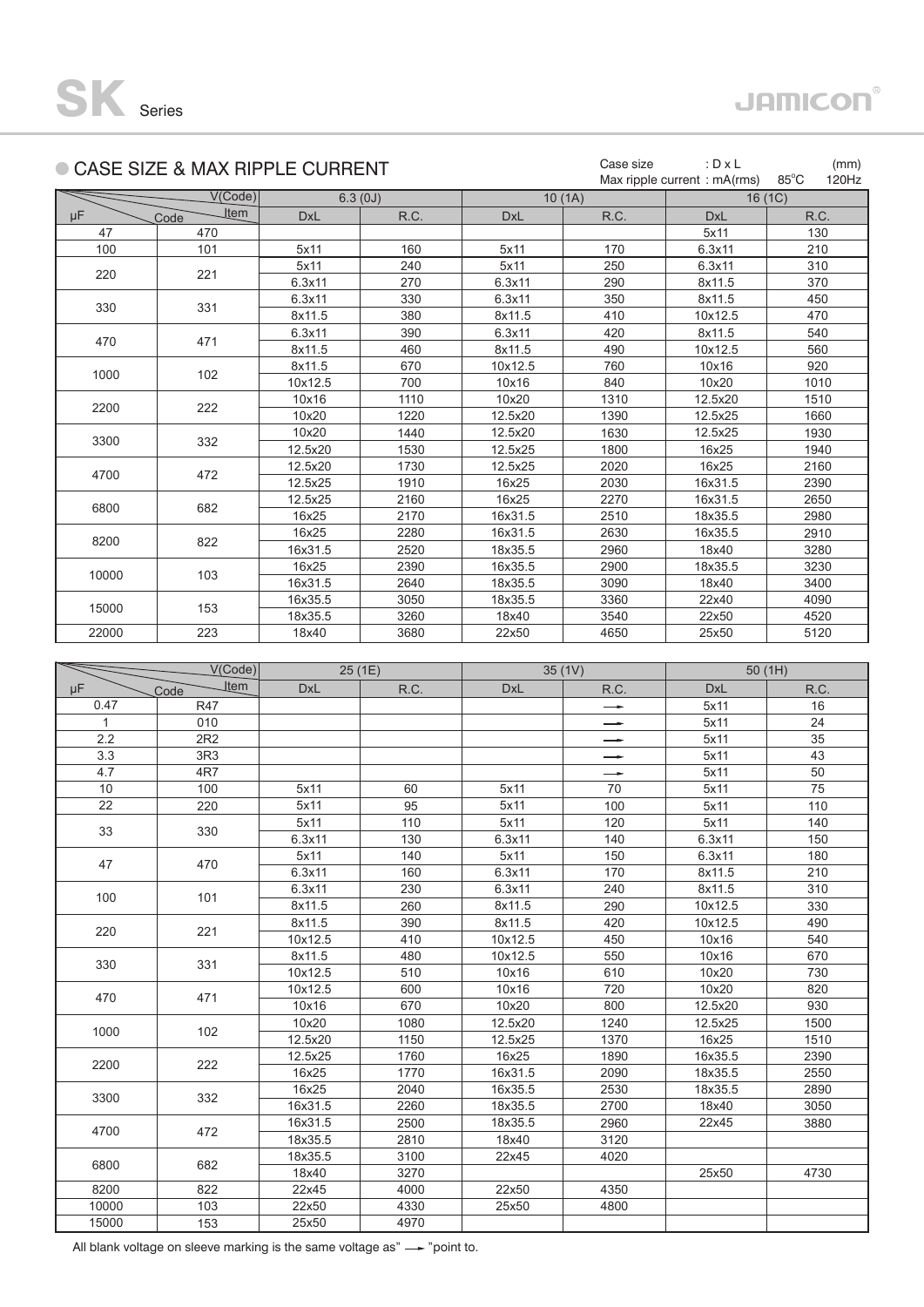# SK Series

## CASE SIZE & MAX RIPPLE CURRENT

Case size : D x L (mm)
Max ripple current : mA(rms) 85°C 120Hz

| μF | Code | 6.3 (0J) DxL | 6.3 (0J) R.C. | 10 (1A) DxL | 10 (1A) R.C. | 16 (1C) DxL | 16 (1C) R.C. |
|---|---|---|---|---|---|---|---|
| 47 | 470 | | | | | 5x11 | 130 |
| 100 | 101 | 5x11 | 160 | 5x11 | 170 | 6.3x11 | 210 |
| 220 | 221 | 5x11 | 240 | 5x11 | 250 | 6.3x11 | 310 |
| | | 6.3x11 | 270 | 6.3x11 | 290 | 8x11.5 | 370 |
| 330 | 331 | 6.3x11 | 330 | 6.3x11 | 350 | 8x11.5 | 450 |
| | | 8x11.5 | 380 | 8x11.5 | 410 | 10x12.5 | 470 |
| 470 | 471 | 6.3x11 | 390 | 6.3x11 | 420 | 8x11.5 | 540 |
| | | 8x11.5 | 460 | 8x11.5 | 490 | 10x12.5 | 560 |
| 1000 | 102 | 8x11.5 | 670 | 10x12.5 | 760 | 10x16 | 920 |
| | | 10x12.5 | 700 | 10x16 | 840 | 10x20 | 1010 |
| 2200 | 222 | 10x16 | 1110 | 10x20 | 1310 | 12.5x20 | 1510 |
| | | 10x20 | 1220 | 12.5x20 | 1390 | 12.5x25 | 1660 |
| 3300 | 332 | 10x20 | 1440 | 12.5x20 | 1630 | 12.5x25 | 1930 |
| | | 12.5x20 | 1530 | 12.5x25 | 1800 | 16x25 | 1940 |
| 4700 | 472 | 12.5x20 | 1730 | 12.5x25 | 2020 | 16x25 | 2160 |
| | | 12.5x25 | 1910 | 16x25 | 2030 | 16x31.5 | 2390 |
| 6800 | 682 | 12.5x25 | 2160 | 16x25 | 2270 | 16x31.5 | 2650 |
| | | 16x25 | 2170 | 16x31.5 | 2510 | 18x35.5 | 2980 |
| 8200 | 822 | 16x25 | 2280 | 16x31.5 | 2630 | 16x35.5 | 2910 |
| | | 16x31.5 | 2520 | 18x35.5 | 2960 | 18x40 | 3280 |
| 10000 | 103 | 16x25 | 2390 | 16x35.5 | 2900 | 18x35.5 | 3230 |
| | | 16x31.5 | 2640 | 18x35.5 | 3090 | 18x40 | 3400 |
| 15000 | 153 | 16x35.5 | 3050 | 18x35.5 | 3360 | 22x40 | 4090 |
| | | 18x35.5 | 3260 | 18x40 | 3540 | 22x50 | 4520 |
| 22000 | 223 | 18x40 | 3680 | 22x50 | 4650 | 25x50 | 5120 |

| μF | Code | 25 (1E) DxL | 25 (1E) R.C. | 35 (1V) DxL | 35 (1V) R.C. | 50 (1H) DxL | 50 (1H) R.C. |
|---|---|---|---|---|---|---|---|
| 0.47 | R47 | | | | → | 5x11 | 16 |
| 1 | 010 | | | | → | 5x11 | 24 |
| 2.2 | 2R2 | | | | → | 5x11 | 35 |
| 3.3 | 3R3 | | | | → | 5x11 | 43 |
| 4.7 | 4R7 | | | | → | 5x11 | 50 |
| 10 | 100 | 5x11 | 60 | 5x11 | 70 | 5x11 | 75 |
| 22 | 220 | 5x11 | 95 | 5x11 | 100 | 5x11 | 110 |
| 33 | 330 | 5x11 | 110 | 5x11 | 120 | 5x11 | 140 |
| | | 6.3x11 | 130 | 6.3x11 | 140 | 6.3x11 | 150 |
| 47 | 470 | 5x11 | 140 | 5x11 | 150 | 6.3x11 | 180 |
| | | 6.3x11 | 160 | 6.3x11 | 170 | 8x11.5 | 210 |
| 100 | 101 | 6.3x11 | 230 | 6.3x11 | 240 | 8x11.5 | 310 |
| | | 8x11.5 | 260 | 8x11.5 | 290 | 10x12.5 | 330 |
| 220 | 221 | 8x11.5 | 390 | 8x11.5 | 420 | 10x12.5 | 490 |
| | | 10x12.5 | 410 | 10x12.5 | 450 | 10x16 | 540 |
| 330 | 331 | 8x11.5 | 480 | 10x12.5 | 550 | 10x16 | 670 |
| | | 10x12.5 | 510 | 10x16 | 610 | 10x20 | 730 |
| 470 | 471 | 10x12.5 | 600 | 10x16 | 720 | 10x20 | 820 |
| | | 10x16 | 670 | 10x20 | 800 | 12.5x20 | 930 |
| 1000 | 102 | 10x20 | 1080 | 12.5x20 | 1240 | 12.5x25 | 1500 |
| | | 12.5x20 | 1150 | 12.5x25 | 1370 | 16x25 | 1510 |
| 2200 | 222 | 12.5x25 | 1760 | 16x25 | 1890 | 16x35.5 | 2390 |
| | | 16x25 | 1770 | 16x31.5 | 2090 | 18x35.5 | 2550 |
| 3300 | 332 | 16x25 | 2040 | 16x35.5 | 2530 | 18x35.5 | 2890 |
| | | 16x31.5 | 2260 | 18x35.5 | 2700 | 18x40 | 3050 |
| 4700 | 472 | 16x31.5 | 2500 | 18x35.5 | 2960 | 22x45 | 3880 |
| | | 18x35.5 | 2810 | 18x40 | 3120 | | |
| 6800 | 682 | 18x35.5 | 3100 | 22x45 | 4020 | | |
| | | 18x40 | 3270 | | | 25x50 | 4730 |
| 8200 | 822 | 22x45 | 4000 | 22x50 | 4350 | | |
| 10000 | 103 | 22x50 | 4330 | 25x50 | 4800 | | |
| 15000 | 153 | 25x50 | 4970 | | | | |

All blank voltage on sleeve marking is the same voltage as" → "point to.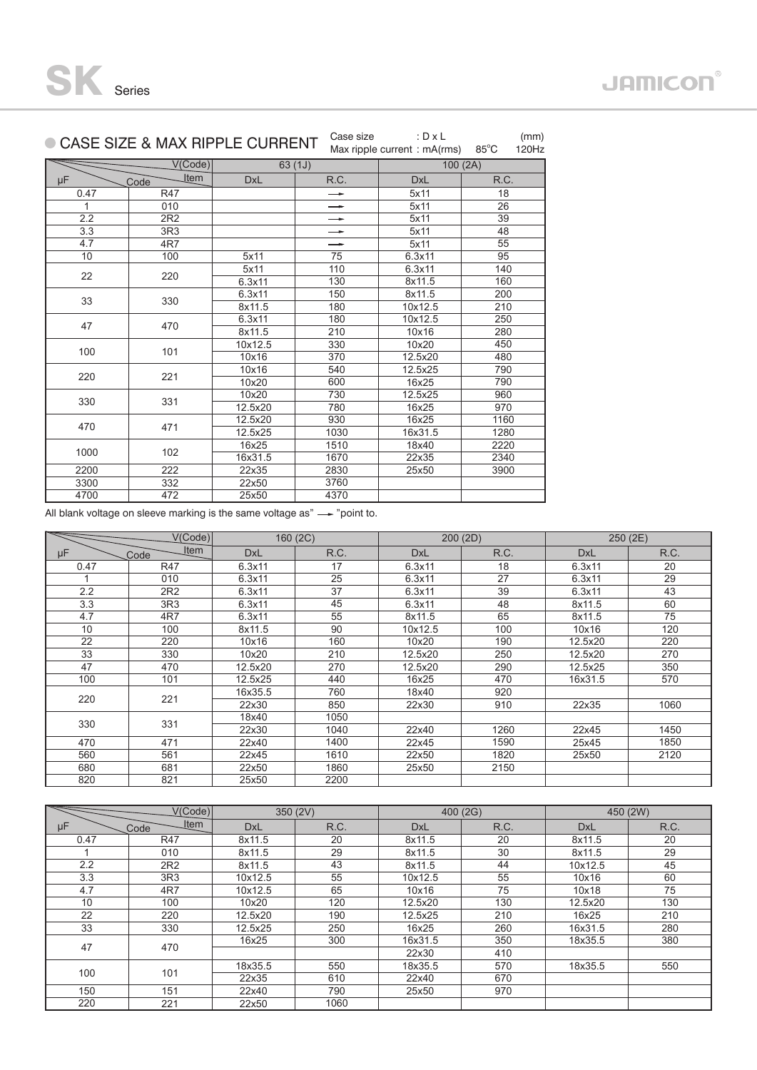# SK Series

JAMICON®

## ● CASE SIZE & MAX RIPPLE CURRENT

Case size : D x L (mm)
Max ripple current : mA(rms) 85°C 120Hz

| μF | Code | 63 (1J) DxL | 63 (1J) R.C. | 100 (2A) DxL | 100 (2A) R.C. |
|---|---|---|---|---|---|
| 0.47 | R47 | | → | 5x11 | 18 |
| 1 | 010 | | → | 5x11 | 26 |
| 2.2 | 2R2 | | → | 5x11 | 39 |
| 3.3 | 3R3 | | → | 5x11 | 48 |
| 4.7 | 4R7 | | → | 5x11 | 55 |
| 10 | 100 | 5x11 | 75 | 6.3x11 | 95 |
| 22 | 220 | 5x11 | 110 | 6.3x11 | 140 |
| | | 6.3x11 | 130 | 8x11.5 | 160 |
| 33 | 330 | 6.3x11 | 150 | 8x11.5 | 200 |
| | | 8x11.5 | 180 | 10x12.5 | 210 |
| 47 | 470 | 6.3x11 | 180 | 10x12.5 | 250 |
| | | 8x11.5 | 210 | 10x16 | 280 |
| 100 | 101 | 10x12.5 | 330 | 10x20 | 450 |
| | | 10x16 | 370 | 12.5x20 | 480 |
| 220 | 221 | 10x16 | 540 | 12.5x25 | 790 |
| | | 10x20 | 600 | 16x25 | 790 |
| 330 | 331 | 10x20 | 730 | 12.5x25 | 960 |
| | | 12.5x20 | 780 | 16x25 | 970 |
| 470 | 471 | 12.5x20 | 930 | 16x25 | 1160 |
| | | 12.5x25 | 1030 | 16x31.5 | 1280 |
| 1000 | 102 | 16x25 | 1510 | 18x40 | 2220 |
| | | 16x31.5 | 1670 | 22x35 | 2340 |
| 2200 | 222 | 22x35 | 2830 | 25x50 | 3900 |
| 3300 | 332 | 22x50 | 3760 | | |
| 4700 | 472 | 25x50 | 4370 | | |

All blank voltage on sleeve marking is the same voltage as" → "point to.

| μF | Code | 160 (2C) DxL | 160 (2C) R.C. | 200 (2D) DxL | 200 (2D) R.C. | 250 (2E) DxL | 250 (2E) R.C. |
|---|---|---|---|---|---|---|---|
| 0.47 | R47 | 6.3x11 | 17 | 6.3x11 | 18 | 6.3x11 | 20 |
| 1 | 010 | 6.3x11 | 25 | 6.3x11 | 27 | 6.3x11 | 29 |
| 2.2 | 2R2 | 6.3x11 | 37 | 6.3x11 | 39 | 6.3x11 | 43 |
| 3.3 | 3R3 | 6.3x11 | 45 | 6.3x11 | 48 | 8x11.5 | 60 |
| 4.7 | 4R7 | 6.3x11 | 55 | 8x11.5 | 65 | 8x11.5 | 75 |
| 10 | 100 | 8x11.5 | 90 | 10x12.5 | 100 | 10x16 | 120 |
| 22 | 220 | 10x16 | 160 | 10x20 | 190 | 12.5x20 | 220 |
| 33 | 330 | 10x20 | 210 | 12.5x20 | 250 | 12.5x20 | 270 |
| 47 | 470 | 12.5x20 | 270 | 12.5x20 | 290 | 12.5x25 | 350 |
| 100 | 101 | 12.5x25 | 440 | 16x25 | 470 | 16x31.5 | 570 |
| 220 | 221 | 16x35.5 | 760 | 18x40 | 920 | | |
| | | 22x30 | 850 | 22x30 | 910 | 22x35 | 1060 |
| 330 | 331 | 18x40 | 1050 | | | | |
| | | 22x30 | 1040 | 22x40 | 1260 | 22x45 | 1450 |
| 470 | 471 | 22x40 | 1400 | 22x45 | 1590 | 25x45 | 1850 |
| 560 | 561 | 22x45 | 1610 | 22x50 | 1820 | 25x50 | 2120 |
| 680 | 681 | 22x50 | 1860 | 25x50 | 2150 | | |
| 820 | 821 | 25x50 | 2200 | | | | |

| μF | Code | 350 (2V) DxL | 350 (2V) R.C. | 400 (2G) DxL | 400 (2G) R.C. | 450 (2W) DxL | 450 (2W) R.C. |
|---|---|---|---|---|---|---|---|
| 0.47 | R47 | 8x11.5 | 20 | 8x11.5 | 20 | 8x11.5 | 20 |
| 1 | 010 | 8x11.5 | 29 | 8x11.5 | 30 | 8x11.5 | 29 |
| 2.2 | 2R2 | 8x11.5 | 43 | 8x11.5 | 44 | 10x12.5 | 45 |
| 3.3 | 3R3 | 10x12.5 | 55 | 10x12.5 | 55 | 10x16 | 60 |
| 4.7 | 4R7 | 10x12.5 | 65 | 10x16 | 75 | 10x18 | 75 |
| 10 | 100 | 10x20 | 120 | 12.5x20 | 130 | 12.5x20 | 130 |
| 22 | 220 | 12.5x20 | 190 | 12.5x25 | 210 | 16x25 | 210 |
| 33 | 330 | 12.5x25 | 250 | 16x25 | 260 | 16x31.5 | 280 |
| 47 | 470 | 16x25 | 300 | 16x31.5 | 350 | 18x35.5 | 380 |
| | | | | 22x30 | 410 | | |
| 100 | 101 | 18x35.5 | 550 | 18x35.5 | 570 | 18x35.5 | 550 |
| | | 22x35 | 610 | 22x40 | 670 | | |
| 150 | 151 | 22x40 | 790 | 25x50 | 970 | | |
| 220 | 221 | 22x50 | 1060 | | | | |